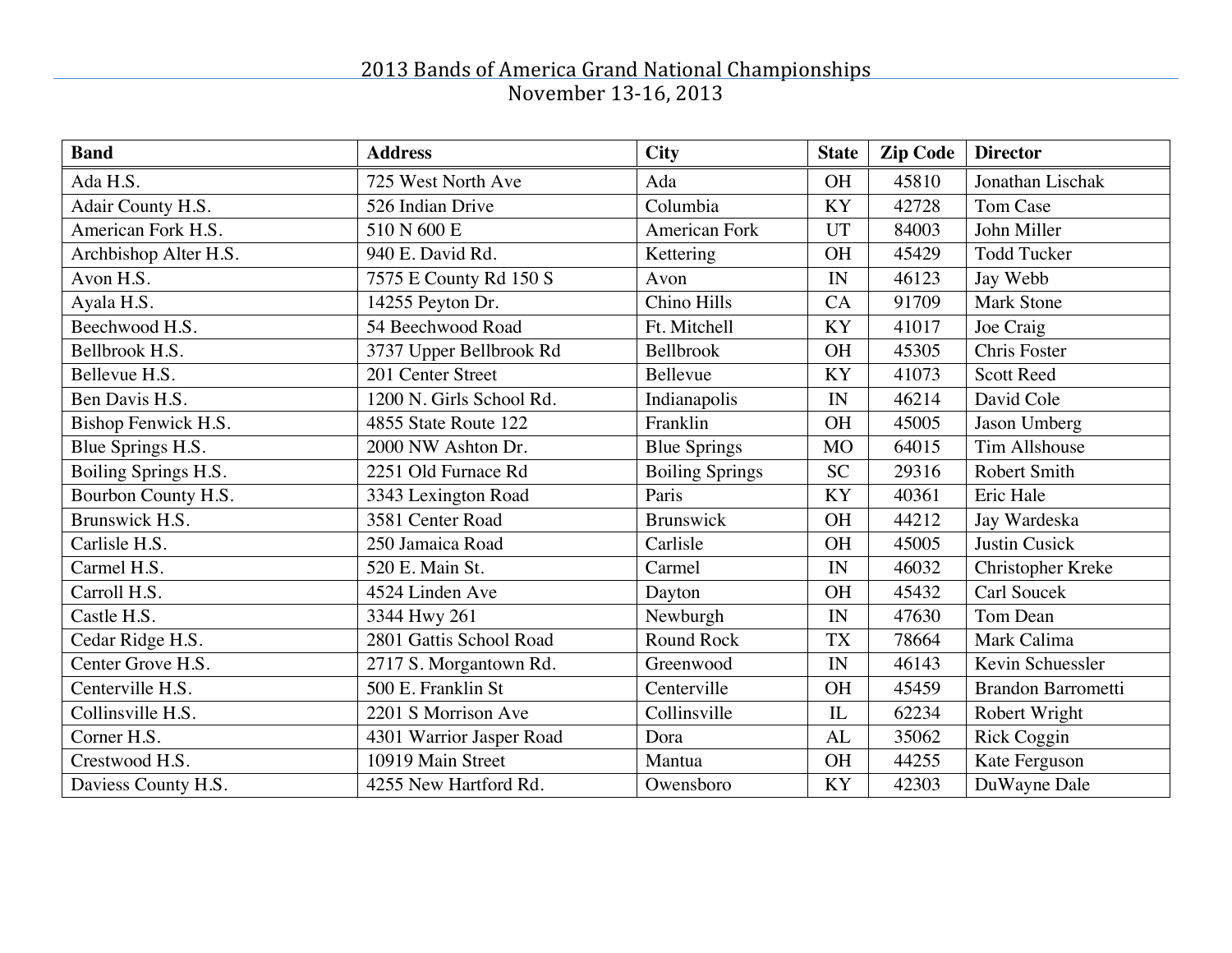# 2013 Bands of America Grand National Championships

November 13-16, 2013

| Band | Address | City | State | Zip Code | Director |
|---|---|---|---|---|---|
| Ada H.S. | 725 West North Ave | Ada | OH | 45810 | Jonathan Lischak |
| Adair County H.S. | 526 Indian Drive | Columbia | KY | 42728 | Tom Case |
| American Fork H.S. | 510 N 600 E | American Fork | UT | 84003 | John Miller |
| Archbishop Alter H.S. | 940 E. David Rd. | Kettering | OH | 45429 | Todd Tucker |
| Avon H.S. | 7575 E County Rd 150 S | Avon | IN | 46123 | Jay Webb |
| Ayala H.S. | 14255 Peyton Dr. | Chino Hills | CA | 91709 | Mark Stone |
| Beechwood H.S. | 54 Beechwood Road | Ft. Mitchell | KY | 41017 | Joe Craig |
| Bellbrook H.S. | 3737 Upper Bellbrook Rd | Bellbrook | OH | 45305 | Chris Foster |
| Bellevue H.S. | 201 Center Street | Bellevue | KY | 41073 | Scott Reed |
| Ben Davis H.S. | 1200 N. Girls School Rd. | Indianapolis | IN | 46214 | David Cole |
| Bishop Fenwick H.S. | 4855 State Route 122 | Franklin | OH | 45005 | Jason Umberg |
| Blue Springs H.S. | 2000 NW Ashton Dr. | Blue Springs | MO | 64015 | Tim Allshouse |
| Boiling Springs H.S. | 2251 Old Furnace Rd | Boiling Springs | SC | 29316 | Robert Smith |
| Bourbon County H.S. | 3343 Lexington Road | Paris | KY | 40361 | Eric Hale |
| Brunswick H.S. | 3581 Center Road | Brunswick | OH | 44212 | Jay Wardeska |
| Carlisle H.S. | 250 Jamaica Road | Carlisle | OH | 45005 | Justin Cusick |
| Carmel H.S. | 520 E. Main St. | Carmel | IN | 46032 | Christopher Kreke |
| Carroll H.S. | 4524 Linden Ave | Dayton | OH | 45432 | Carl Soucek |
| Castle H.S. | 3344 Hwy 261 | Newburgh | IN | 47630 | Tom Dean |
| Cedar Ridge H.S. | 2801 Gattis School Road | Round Rock | TX | 78664 | Mark Calima |
| Center Grove H.S. | 2717 S. Morgantown Rd. | Greenwood | IN | 46143 | Kevin Schuessler |
| Centerville H.S. | 500 E. Franklin St | Centerville | OH | 45459 | Brandon Barrometti |
| Collinsville H.S. | 2201 S Morrison Ave | Collinsville | IL | 62234 | Robert Wright |
| Corner H.S. | 4301 Warrior Jasper Road | Dora | AL | 35062 | Rick Coggin |
| Crestwood H.S. | 10919 Main Street | Mantua | OH | 44255 | Kate Ferguson |
| Daviess County H.S. | 4255 New Hartford Rd. | Owensboro | KY | 42303 | DuWayne Dale |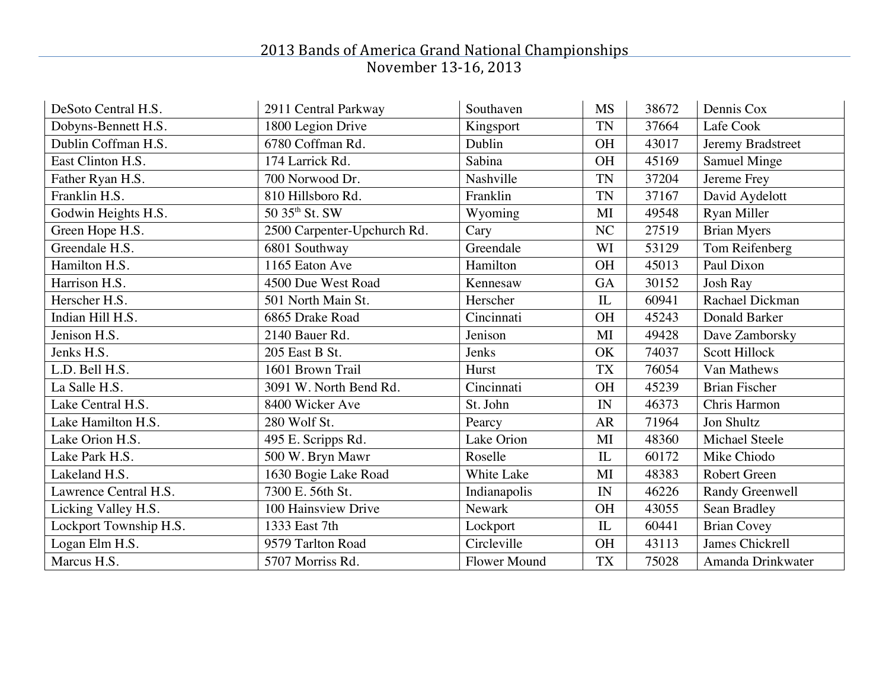# 2013 Bands of America Grand National Championships

November 13-16, 2013

| | | | | | |
|---|---|---|---|---|---|
| DeSoto Central H.S. | 2911 Central Parkway | Southaven | MS | 38672 | Dennis Cox |
| Dobyns-Bennett H.S. | 1800 Legion Drive | Kingsport | TN | 37664 | Lafe Cook |
| Dublin Coffman H.S. | 6780 Coffman Rd. | Dublin | OH | 43017 | Jeremy Bradstreet |
| East Clinton H.S. | 174 Larrick Rd. | Sabina | OH | 45169 | Samuel Minge |
| Father Ryan H.S. | 700 Norwood Dr. | Nashville | TN | 37204 | Jereme Frey |
| Franklin H.S. | 810 Hillsboro Rd. | Franklin | TN | 37167 | David Aydelott |
| Godwin Heights H.S. | 50 35th St. SW | Wyoming | MI | 49548 | Ryan Miller |
| Green Hope H.S. | 2500 Carpenter-Upchurch Rd. | Cary | NC | 27519 | Brian Myers |
| Greendale H.S. | 6801 Southway | Greendale | WI | 53129 | Tom Reifenberg |
| Hamilton H.S. | 1165 Eaton Ave | Hamilton | OH | 45013 | Paul Dixon |
| Harrison H.S. | 4500 Due West Road | Kennesaw | GA | 30152 | Josh Ray |
| Herscher H.S. | 501 North Main St. | Herscher | IL | 60941 | Rachael Dickman |
| Indian Hill H.S. | 6865 Drake Road | Cincinnati | OH | 45243 | Donald Barker |
| Jenison H.S. | 2140 Bauer Rd. | Jenison | MI | 49428 | Dave Zamborsky |
| Jenks H.S. | 205 East B St. | Jenks | OK | 74037 | Scott Hillock |
| L.D. Bell H.S. | 1601 Brown Trail | Hurst | TX | 76054 | Van Mathews |
| La Salle H.S. | 3091 W. North Bend Rd. | Cincinnati | OH | 45239 | Brian Fischer |
| Lake Central H.S. | 8400 Wicker Ave | St. John | IN | 46373 | Chris Harmon |
| Lake Hamilton H.S. | 280 Wolf St. | Pearcy | AR | 71964 | Jon Shultz |
| Lake Orion H.S. | 495 E. Scripps Rd. | Lake Orion | MI | 48360 | Michael Steele |
| Lake Park H.S. | 500 W. Bryn Mawr | Roselle | IL | 60172 | Mike Chiodo |
| Lakeland H.S. | 1630 Bogie Lake Road | White Lake | MI | 48383 | Robert Green |
| Lawrence Central H.S. | 7300 E. 56th St. | Indianapolis | IN | 46226 | Randy Greenwell |
| Licking Valley H.S. | 100 Hainsview Drive | Newark | OH | 43055 | Sean Bradley |
| Lockport Township H.S. | 1333 East 7th | Lockport | IL | 60441 | Brian Covey |
| Logan Elm H.S. | 9579 Tarlton Road | Circleville | OH | 43113 | James Chickrell |
| Marcus H.S. | 5707 Morriss Rd. | Flower Mound | TX | 75028 | Amanda Drinkwater |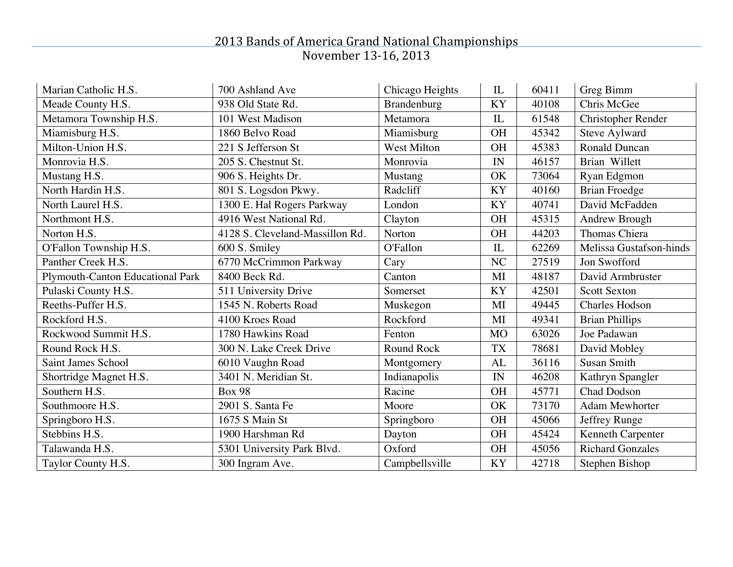2013 Bands of America Grand National Championships
November 13-16, 2013

| | | | | | |
|---|---|---|---|---|---|
| Marian Catholic H.S. | 700 Ashland Ave | Chicago Heights | IL | 60411 | Greg Bimm |
| Meade County H.S. | 938 Old State Rd. | Brandenburg | KY | 40108 | Chris McGee |
| Metamora Township H.S. | 101 West Madison | Metamora | IL | 61548 | Christopher Render |
| Miamisburg H.S. | 1860 Belvo Road | Miamisburg | OH | 45342 | Steve Aylward |
| Milton-Union H.S. | 221 S Jefferson St | West Milton | OH | 45383 | Ronald Duncan |
| Monrovia H.S. | 205 S. Chestnut St. | Monrovia | IN | 46157 | Brian Willett |
| Mustang H.S. | 906 S. Heights Dr. | Mustang | OK | 73064 | Ryan Edgmon |
| North Hardin H.S. | 801 S. Logsdon Pkwy. | Radcliff | KY | 40160 | Brian Froedge |
| North Laurel H.S. | 1300 E. Hal Rogers Parkway | London | KY | 40741 | David McFadden |
| Northmont H.S. | 4916 West National Rd. | Clayton | OH | 45315 | Andrew Brough |
| Norton H.S. | 4128 S. Cleveland-Massillon Rd. | Norton | OH | 44203 | Thomas Chiera |
| O'Fallon Township H.S. | 600 S. Smiley | O'Fallon | IL | 62269 | Melissa Gustafson-hinds |
| Panther Creek H.S. | 6770 McCrimmon Parkway | Cary | NC | 27519 | Jon Swofford |
| Plymouth-Canton Educational Park | 8400 Beck Rd. | Canton | MI | 48187 | David Armbruster |
| Pulaski County H.S. | 511 University Drive | Somerset | KY | 42501 | Scott Sexton |
| Reeths-Puffer H.S. | 1545 N. Roberts Road | Muskegon | MI | 49445 | Charles Hodson |
| Rockford H.S. | 4100 Kroes Road | Rockford | MI | 49341 | Brian Phillips |
| Rockwood Summit H.S. | 1780 Hawkins Road | Fenton | MO | 63026 | Joe Padawan |
| Round Rock H.S. | 300 N. Lake Creek Drive | Round Rock | TX | 78681 | David Mobley |
| Saint James School | 6010 Vaughn Road | Montgomery | AL | 36116 | Susan Smith |
| Shortridge Magnet H.S. | 3401 N. Meridian St. | Indianapolis | IN | 46208 | Kathryn Spangler |
| Southern H.S. | Box 98 | Racine | OH | 45771 | Chad Dodson |
| Southmoore H.S. | 2901 S. Santa Fe | Moore | OK | 73170 | Adam Mewhorter |
| Springboro H.S. | 1675 S Main St | Springboro | OH | 45066 | Jeffrey Runge |
| Stebbins H.S. | 1900 Harshman Rd | Dayton | OH | 45424 | Kenneth Carpenter |
| Talawanda H.S. | 5301 University Park Blvd. | Oxford | OH | 45056 | Richard Gonzales |
| Taylor County H.S. | 300 Ingram Ave. | Campbellsville | KY | 42718 | Stephen Bishop |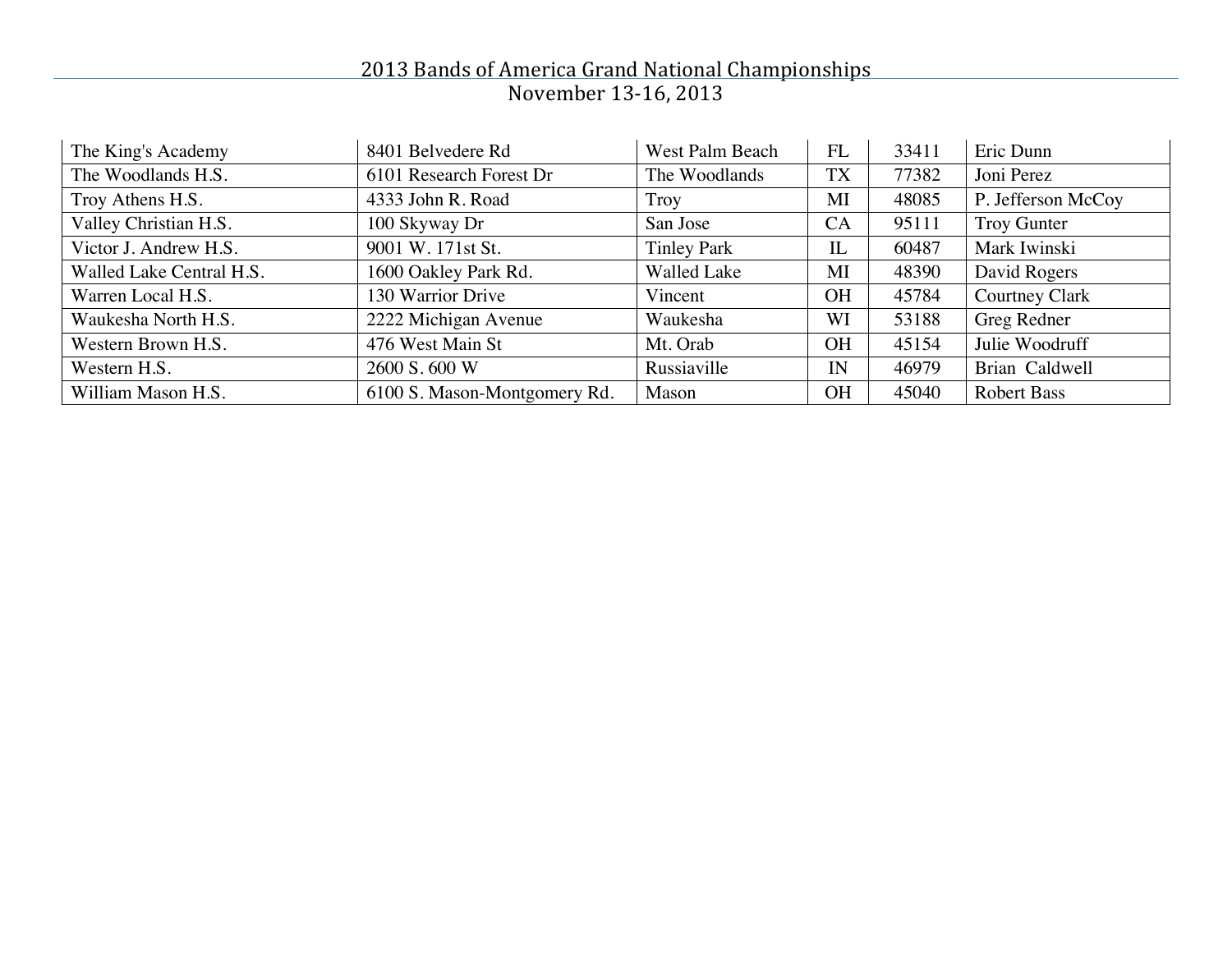# 2013 Bands of America Grand National Championships
November 13-16, 2013

| | | | | | |
|---|---|---|---|---|---|
| The King's Academy | 8401 Belvedere Rd | West Palm Beach | FL | 33411 | Eric Dunn |
| The Woodlands H.S. | 6101 Research Forest Dr | The Woodlands | TX | 77382 | Joni Perez |
| Troy Athens H.S. | 4333 John R. Road | Troy | MI | 48085 | P. Jefferson McCoy |
| Valley Christian H.S. | 100 Skyway Dr | San Jose | CA | 95111 | Troy Gunter |
| Victor J. Andrew H.S. | 9001 W. 171st St. | Tinley Park | IL | 60487 | Mark Iwinski |
| Walled Lake Central H.S. | 1600 Oakley Park Rd. | Walled Lake | MI | 48390 | David Rogers |
| Warren Local H.S. | 130 Warrior Drive | Vincent | OH | 45784 | Courtney Clark |
| Waukesha North H.S. | 2222 Michigan Avenue | Waukesha | WI | 53188 | Greg Redner |
| Western Brown H.S. | 476 West Main St | Mt. Orab | OH | 45154 | Julie Woodruff |
| Western H.S. | 2600 S. 600 W | Russiaville | IN | 46979 | Brian Caldwell |
| William Mason H.S. | 6100 S. Mason-Montgomery Rd. | Mason | OH | 45040 | Robert Bass |